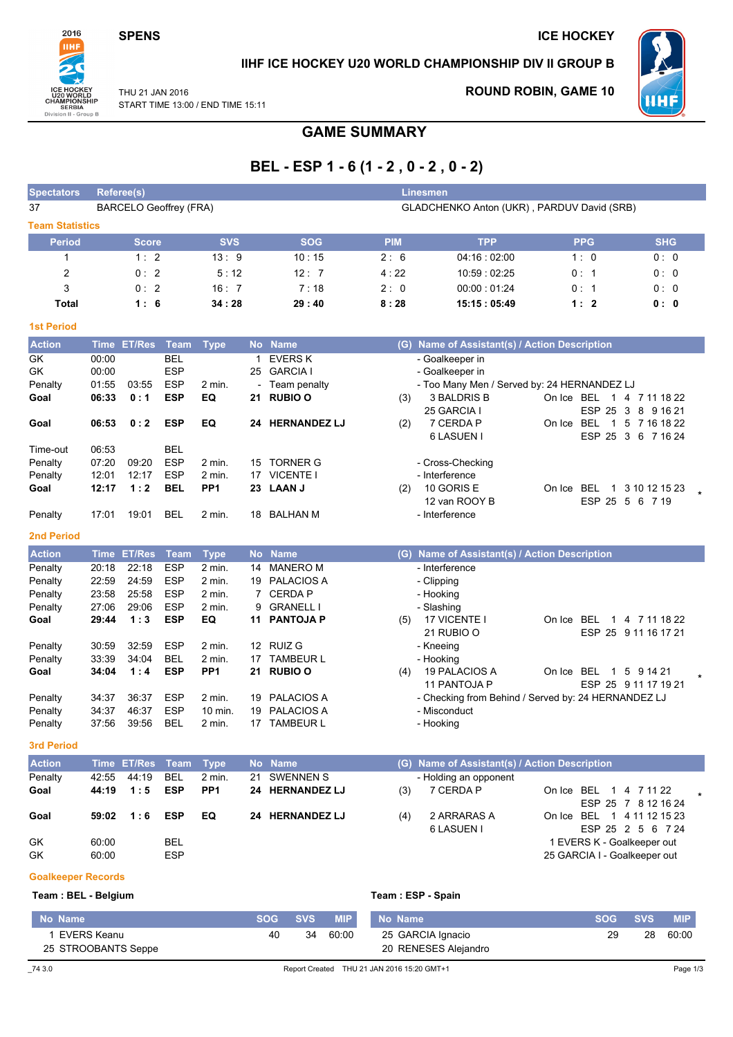SPENS

ICE HOCKEY

# IIHF ICE HOCKEY U20 WORLD CHAMPIONSHIP DIV II GROUP B

THU 21 JAN 2016
START TIME 13:00 / END TIME 15:11

ROUND ROBIN, GAME 10

## GAME SUMMARY

## BEL - ESP 1 - 6 (1 - 2 , 0 - 2 , 0 - 2)

| Spectators | Referee(s) | Linesmen |
|---|---|---|
| 37 | BARCELO Geoffrey (FRA) | GLADCHENKO Anton (UKR) , PARDUV David (SRB) |

### Team Statistics

| Period | Score | SVS | SOG | PIM | TPP | PPG | SHG |
|---|---|---|---|---|---|---|---|
| 1 | 1 : 2 | 13 : 9 | 10 : 15 | 2 : 6 | 04:16 : 02:00 | 1 : 0 | 0 : 0 |
| 2 | 0 : 2 | 5 : 12 | 12 : 7 | 4 : 22 | 10:59 : 02:25 | 0 : 1 | 0 : 0 |
| 3 | 0 : 2 | 16 : 7 | 7 : 18 | 2 : 0 | 00:00 : 01:24 | 0 : 1 | 0 : 0 |
| **Total** | **1 : 6** | **34 : 28** | **29 : 40** | **8 : 28** | **15:15 : 05:49** | **1 : 2** | **0 : 0** |

### 1st Period

| Action | Time | ET/Res | Team | Type | No | Name | (G) | Name of Assistant(s) / Action Description | On Ice | |
|---|---|---|---|---|---|---|---|---|---|---|
| GK | 00:00 | | BEL | | 1 | EVERS K | | - Goalkeeper in | | |
| GK | 00:00 | | ESP | | 25 | GARCIA I | | - Goalkeeper in | | |
| Penalty | 01:55 | 03:55 | ESP | 2 min. | - | Team penalty | | - Too Many Men / Served by: 24 HERNANDEZ LJ | | |
| **Goal** | **06:33** | **0 : 1** | **ESP** | **EQ** | **21** | **RUBIO O** | (3) | 3 BALDRIS B<br>25 GARCIA I | BEL 1 4 7 11 18 22<br>ESP 25 3 8 9 16 21 | |
| **Goal** | **06:53** | **0 : 2** | **ESP** | **EQ** | **24** | **HERNANDEZ LJ** | (2) | 7 CERDA P<br>6 LASUEN I | BEL 1 5 7 16 18 22<br>ESP 25 3 6 7 16 24 | |
| Time-out | 06:53 | | BEL | | | | | | | |
| Penalty | 07:20 | 09:20 | ESP | 2 min. | 15 | TORNER G | | - Cross-Checking | | |
| Penalty | 12:01 | 12:17 | ESP | 2 min. | 17 | VICENTE I | | - Interference | | |
| **Goal** | **12:17** | **1 : 2** | **BEL** | **PP1** | **23** | **LAAN J** | (2) | 10 GORIS E<br>12 van ROOY B | BEL 1 3 10 12 15 23<br>ESP 25 5 6 7 19 | * |
| Penalty | 17:01 | 19:01 | BEL | 2 min. | 18 | BALHAN M | | - Interference | | |

### 2nd Period

| Action | Time | ET/Res | Team | Type | No | Name | (G) | Name of Assistant(s) / Action Description | On Ice | |
|---|---|---|---|---|---|---|---|---|---|---|
| Penalty | 20:18 | 22:18 | ESP | 2 min. | 14 | MANERO M | | - Interference | | |
| Penalty | 22:59 | 24:59 | ESP | 2 min. | 19 | PALACIOS A | | - Clipping | | |
| Penalty | 23:58 | 25:58 | ESP | 2 min. | 7 | CERDA P | | - Hooking | | |
| Penalty | 27:06 | 29:06 | ESP | 2 min. | 9 | GRANELL I | | - Slashing | | |
| **Goal** | **29:44** | **1 : 3** | **ESP** | **EQ** | **11** | **PANTOJA P** | (5) | 17 VICENTE I<br>21 RUBIO O | BEL 1 4 7 11 18 22<br>ESP 25 9 11 16 17 21 | |
| Penalty | 30:59 | 32:59 | ESP | 2 min. | 12 | RUIZ G | | - Kneeing | | |
| Penalty | 33:39 | 34:04 | BEL | 2 min. | 17 | TAMBEUR L | | - Hooking | | |
| **Goal** | **34:04** | **1 : 4** | **ESP** | **PP1** | **21** | **RUBIO O** | (4) | 19 PALACIOS A<br>11 PANTOJA P | BEL 1 5 9 14 21<br>ESP 25 9 11 17 19 21 | * |
| Penalty | 34:37 | 36:37 | ESP | 2 min. | 19 | PALACIOS A | | - Checking from Behind / Served by: 24 HERNANDEZ LJ | | |
| Penalty | 34:37 | 46:37 | ESP | 10 min. | 19 | PALACIOS A | | - Misconduct | | |
| Penalty | 37:56 | 39:56 | BEL | 2 min. | 17 | TAMBEUR L | | - Hooking | | |

### 3rd Period

| Action | Time | ET/Res | Team | Type | No | Name | (G) | Name of Assistant(s) / Action Description | On Ice | |
|---|---|---|---|---|---|---|---|---|---|---|
| Penalty | 42:55 | 44:19 | BEL | 2 min. | 21 | SWENNEN S | | - Holding an opponent | | |
| **Goal** | **44:19** | **1 : 5** | **ESP** | **PP1** | **24** | **HERNANDEZ LJ** | (3) | 7 CERDA P | BEL 1 4 7 11 22<br>ESP 25 7 8 12 16 24 | * |
| **Goal** | **59:02** | **1 : 6** | **ESP** | **EQ** | **24** | **HERNANDEZ LJ** | (4) | 2 ARRARAS A<br>6 LASUEN I | BEL 1 4 11 12 15 23<br>ESP 25 2 5 6 7 24 | |
| GK | 60:00 | | BEL | | | | | 1 EVERS K - Goalkeeper out | | |
| GK | 60:00 | | ESP | | | | | 25 GARCIA I - Goalkeeper out | | |

### Goalkeeper Records

**Team : BEL - Belgium**

| No | Name | SOG | SVS | MIP |
|---|---|---|---|---|
| 1 | EVERS Keanu | 40 | 34 | 60:00 |
| 25 | STROOBANTS Seppe | | | |

**Team : ESP - Spain**

| No | Name | SOG | SVS | MIP |
|---|---|---|---|---|
| 25 | GARCIA Ignacio | 29 | 28 | 60:00 |
| 20 | RENESES Alejandro | | | |

_74 3.0 Report Created THU 21 JAN 2016 15:20 GMT+1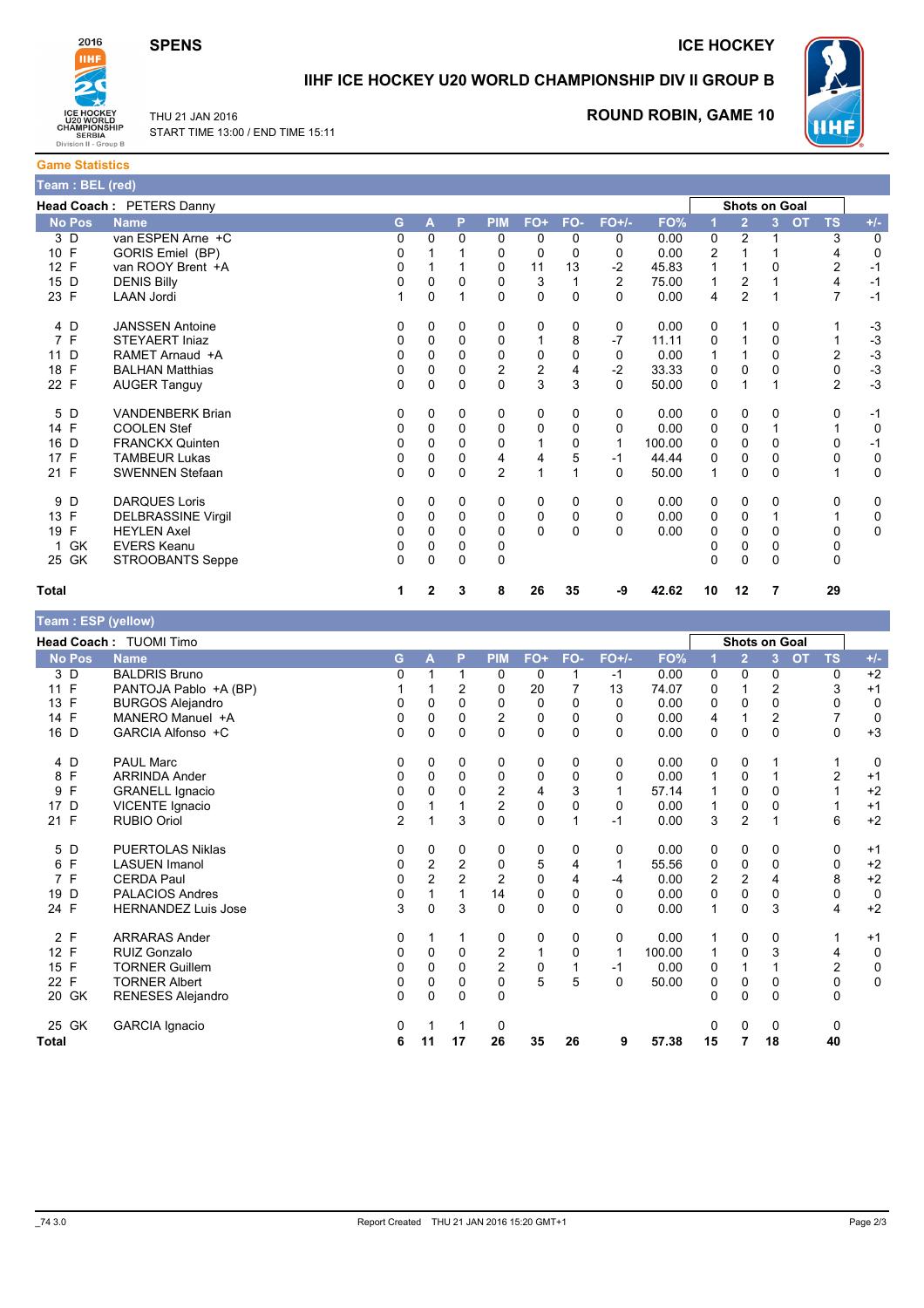# IIHF ICE HOCKEY U20 WORLD CHAMPIONSHIP DIV II GROUP B

SPENS — ICE HOCKEY

THU 21 JAN 2016
START TIME 13:00 / END TIME 15:11

**ROUND ROBIN, GAME 10**

## Game Statistics

### Team : BEL (red)

**Head Coach :** PETERS Danny

| No | Pos | Name | G | A | P | PIM | FO+ | FO- | FO+/- | FO% | Shots on Goal 1 | 2 | 3 | OT | TS | +/- |
|---|---|---|---|---|---|---|---|---|---|---|---|---|---|---|---|---|
| 3 | D | van ESPEN Arne +C | 0 | 0 | 0 | 0 | 0 | 0 | 0 | 0.00 | 0 | 2 | 1 | | 3 | 0 |
| 10 | F | GORIS Emiel (BP) | 0 | 1 | 1 | 0 | 0 | 0 | 0 | 0.00 | 2 | 1 | 1 | | 4 | 0 |
| 12 | F | van ROOY Brent +A | 0 | 1 | 1 | 0 | 11 | 13 | -2 | 45.83 | 1 | 1 | 0 | | 2 | -1 |
| 15 | D | DENIS Billy | 0 | 0 | 0 | 0 | 3 | 1 | 2 | 75.00 | 1 | 2 | 1 | | 4 | -1 |
| 23 | F | LAAN Jordi | 1 | 0 | 1 | 0 | 0 | 0 | 0 | 0.00 | 4 | 2 | 1 | | 7 | -1 |
| 4 | D | JANSSEN Antoine | 0 | 0 | 0 | 0 | 0 | 0 | 0 | 0.00 | 0 | 1 | 0 | | 1 | -3 |
| 7 | F | STEYAERT Iniaz | 0 | 0 | 0 | 0 | 1 | 8 | -7 | 11.11 | 0 | 1 | 0 | | 1 | -3 |
| 11 | D | RAMET Arnaud +A | 0 | 0 | 0 | 0 | 0 | 0 | 0 | 0.00 | 1 | 1 | 0 | | 2 | -3 |
| 18 | F | BALHAN Matthias | 0 | 0 | 0 | 2 | 2 | 4 | -2 | 33.33 | 0 | 0 | 0 | | 0 | -3 |
| 22 | F | AUGER Tanguy | 0 | 0 | 0 | 0 | 3 | 3 | 0 | 50.00 | 0 | 1 | 1 | | 2 | -3 |
| 5 | D | VANDENBERK Brian | 0 | 0 | 0 | 0 | 0 | 0 | 0 | 0.00 | 0 | 0 | 0 | | 0 | -1 |
| 14 | F | COOLEN Stef | 0 | 0 | 0 | 0 | 0 | 0 | 0 | 0.00 | 0 | 0 | 1 | | 1 | 0 |
| 16 | D | FRANCKX Quinten | 0 | 0 | 0 | 0 | 1 | 0 | 1 | 100.00 | 0 | 0 | 0 | | 0 | -1 |
| 17 | F | TAMBEUR Lukas | 0 | 0 | 0 | 4 | 4 | 5 | -1 | 44.44 | 0 | 0 | 0 | | 0 | 0 |
| 21 | F | SWENNEN Stefaan | 0 | 0 | 0 | 2 | 1 | 1 | 0 | 50.00 | 1 | 0 | 0 | | 1 | 0 |
| 9 | D | DARQUES Loris | 0 | 0 | 0 | 0 | 0 | 0 | 0 | 0.00 | 0 | 0 | 0 | | 0 | 0 |
| 13 | F | DELBRASSINE Virgil | 0 | 0 | 0 | 0 | 0 | 0 | 0 | 0.00 | 0 | 0 | 1 | | 1 | 0 |
| 19 | F | HEYLEN Axel | 0 | 0 | 0 | 0 | 0 | 0 | 0 | 0.00 | 0 | 0 | 0 | | 0 | 0 |
| 1 | GK | EVERS Keanu | 0 | 0 | 0 | 0 | | | | | 0 | 0 | 0 | | 0 | |
| 25 | GK | STROOBANTS Seppe | 0 | 0 | 0 | 0 | | | | | 0 | 0 | 0 | | 0 | |
| **Total** | | | **1** | **2** | **3** | **8** | **26** | **35** | **-9** | **42.62** | **10** | **12** | **7** | | **29** | |

### Team : ESP (yellow)

**Head Coach :** TUOMI Timo

| No | Pos | Name | G | A | P | PIM | FO+ | FO- | FO+/- | FO% | Shots on Goal 1 | 2 | 3 | OT | TS | +/- |
|---|---|---|---|---|---|---|---|---|---|---|---|---|---|---|---|---|
| 3 | D | BALDRIS Bruno | 0 | 1 | 1 | 0 | 0 | 1 | -1 | 0.00 | 0 | 0 | 0 | | 0 | +2 |
| 11 | F | PANTOJA Pablo +A (BP) | 1 | 1 | 2 | 0 | 20 | 7 | 13 | 74.07 | 0 | 1 | 2 | | 3 | +1 |
| 13 | F | BURGOS Alejandro | 0 | 0 | 0 | 0 | 0 | 0 | 0 | 0.00 | 0 | 0 | 0 | | 0 | 0 |
| 14 | F | MANERO Manuel +A | 0 | 0 | 0 | 2 | 0 | 0 | 0 | 0.00 | 4 | 1 | 2 | | 7 | 0 |
| 16 | D | GARCIA Alfonso +C | 0 | 0 | 0 | 0 | 0 | 0 | 0 | 0.00 | 0 | 0 | 0 | | 0 | +3 |
| 4 | D | PAUL Marc | 0 | 0 | 0 | 0 | 0 | 0 | 0 | 0.00 | 0 | 0 | 1 | | 1 | 0 |
| 8 | F | ARRINDA Ander | 0 | 0 | 0 | 0 | 0 | 0 | 0 | 0.00 | 1 | 0 | 1 | | 2 | +1 |
| 9 | F | GRANELL Ignacio | 0 | 0 | 0 | 2 | 4 | 3 | 1 | 57.14 | 1 | 0 | 0 | | 1 | +2 |
| 17 | D | VICENTE Ignacio | 0 | 1 | 1 | 2 | 0 | 0 | 0 | 0.00 | 1 | 0 | 0 | | 1 | +1 |
| 21 | F | RUBIO Oriol | 2 | 1 | 3 | 0 | 0 | 1 | -1 | 0.00 | 3 | 2 | 1 | | 6 | +2 |
| 5 | D | PUERTOLAS Niklas | 0 | 0 | 0 | 0 | 0 | 0 | 0 | 0.00 | 0 | 0 | 0 | | 0 | +1 |
| 6 | F | LASUEN Imanol | 0 | 2 | 2 | 0 | 5 | 4 | 1 | 55.56 | 0 | 0 | 0 | | 0 | +2 |
| 7 | F | CERDA Paul | 0 | 2 | 2 | 2 | 0 | 4 | -4 | 0.00 | 2 | 2 | 4 | | 8 | +2 |
| 19 | D | PALACIOS Andres | 0 | 1 | 1 | 14 | 0 | 0 | 0 | 0.00 | 0 | 0 | 0 | | 0 | 0 |
| 24 | F | HERNANDEZ Luis Jose | 3 | 0 | 3 | 0 | 0 | 0 | 0 | 0.00 | 1 | 0 | 3 | | 4 | +2 |
| 2 | F | ARRARAS Ander | 0 | 1 | 1 | 0 | 0 | 0 | 0 | 0.00 | 1 | 0 | 0 | | 1 | +1 |
| 12 | F | RUIZ Gonzalo | 0 | 0 | 0 | 2 | 1 | 0 | 1 | 100.00 | 1 | 0 | 3 | | 4 | 0 |
| 15 | F | TORNER Guillem | 0 | 0 | 0 | 2 | 0 | 1 | -1 | 0.00 | 0 | 1 | 1 | | 2 | 0 |
| 22 | F | TORNER Albert | 0 | 0 | 0 | 0 | 5 | 5 | 0 | 50.00 | 0 | 0 | 0 | | 0 | 0 |
| 20 | GK | RENESES Alejandro | 0 | 0 | 0 | 0 | | | | | 0 | 0 | 0 | | 0 | |
| 25 | GK | GARCIA Ignacio | 0 | 1 | 1 | 0 | | | | | 0 | 0 | 0 | | 0 | |
| **Total** | | | **6** | **11** | **17** | **26** | **35** | **26** | **9** | **57.38** | **15** | **7** | **18** | | **40** | |

_74 3.0 — Report Created THU 21 JAN 2016 15:20 GMT+1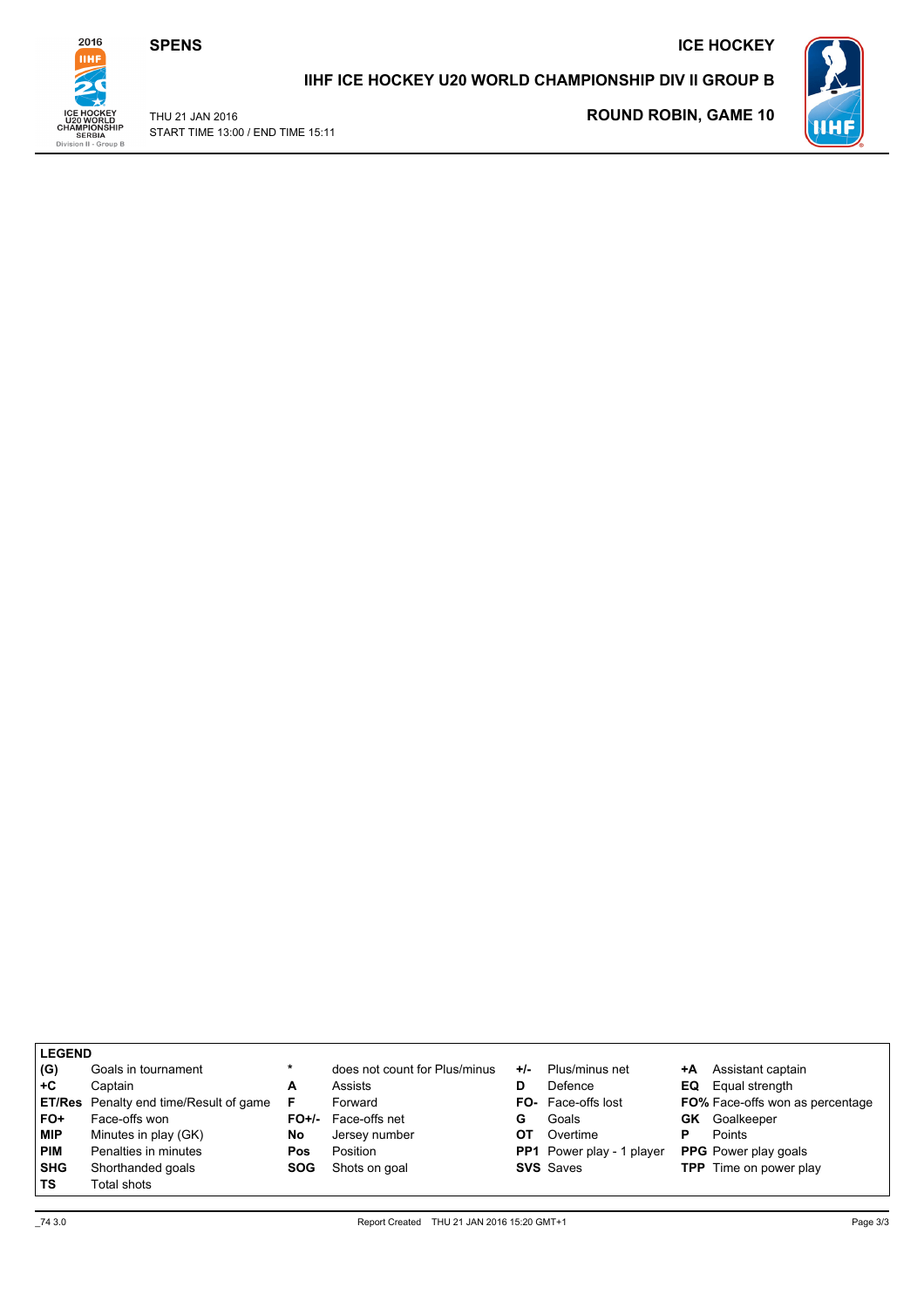SPENS

ICE HOCKEY

IIHF ICE HOCKEY U20 WORLD CHAMPIONSHIP DIV II GROUP B

THU 21 JAN 2016
START TIME 13:00 / END TIME 15:11

ROUND ROBIN, GAME 10

**LEGEND**

| | | | | | | | |
|---|---|---|---|---|---|---|---|
| **(G)** | Goals in tournament | * | does not count for Plus/minus | **+/-** | Plus/minus net | **+A** | Assistant captain |
| **+C** | Captain | **A** | Assists | **D** | Defence | **EQ** | Equal strength |
| **ET/Res** | Penalty end time/Result of game | **F** | Forward | **FO-** | Face-offs lost | **FO%** | Face-offs won as percentage |
| **FO+** | Face-offs won | **FO+/-** | Face-offs net | **G** | Goals | **GK** | Goalkeeper |
| **MIP** | Minutes in play (GK) | **No** | Jersey number | **OT** | Overtime | **P** | Points |
| **PIM** | Penalties in minutes | **Pos** | Position | **PP1** | Power play - 1 player | **PPG** | Power play goals |
| **SHG** | Shorthanded goals | **SOG** | Shots on goal | **SVS** | Saves | **TPP** | Time on power play |
| **TS** | Total shots | | | | | | |

_74 3.0 Report Created THU 21 JAN 2016 15:20 GMT+1